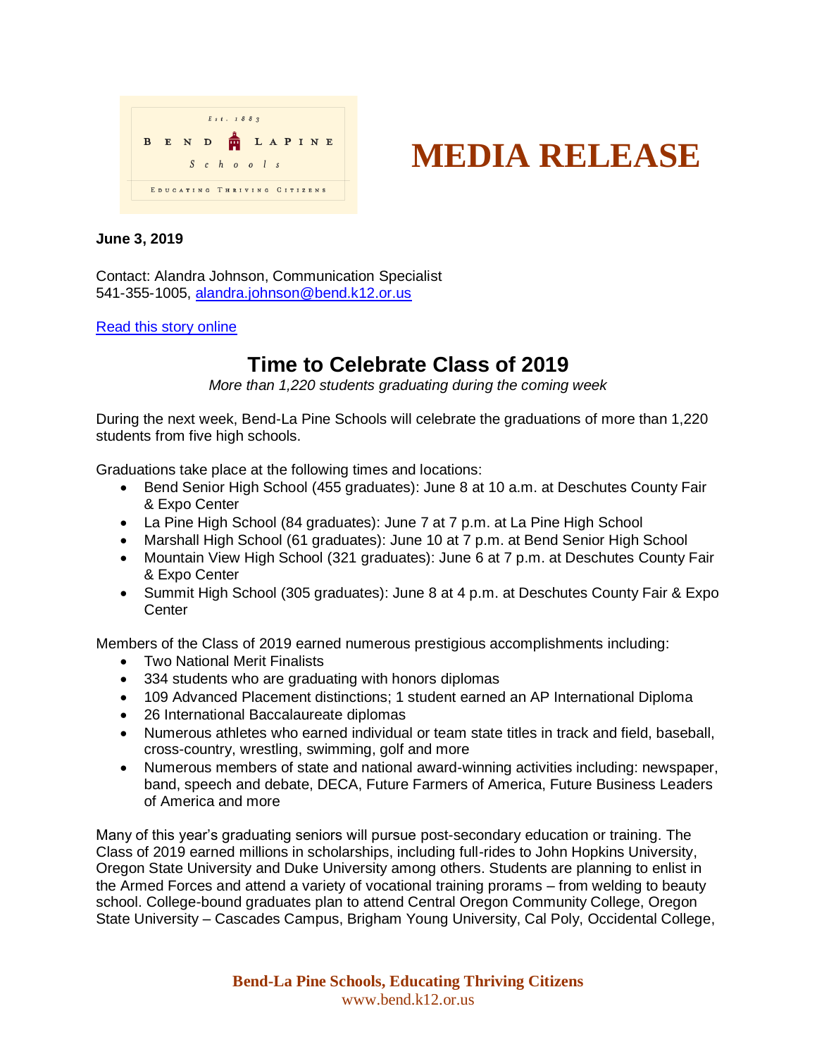Est. 1883

BEND LAPINE Schools

EDUCATING THRIVING CITIZENS

# MEDIA RELEASE

**June 3, 2019**

Contact: Alandra Johnson, Communication Specialist
541-355-1005, [alandra.johnson@bend.k12.or.us](mailto:alandra.johnson@bend.k12.or.us)

[Read this story online]()

## Time to Celebrate Class of 2019

*More than 1,220 students graduating during the coming week*

During the next week, Bend-La Pine Schools will celebrate the graduations of more than 1,220 students from five high schools.

Graduations take place at the following times and locations:

- Bend Senior High School (455 graduates): June 8 at 10 a.m. at Deschutes County Fair & Expo Center
- La Pine High School (84 graduates): June 7 at 7 p.m. at La Pine High School
- Marshall High School (61 graduates): June 10 at 7 p.m. at Bend Senior High School
- Mountain View High School (321 graduates): June 6 at 7 p.m. at Deschutes County Fair & Expo Center
- Summit High School (305 graduates): June 8 at 4 p.m. at Deschutes County Fair & Expo Center

Members of the Class of 2019 earned numerous prestigious accomplishments including:

- Two National Merit Finalists
- 334 students who are graduating with honors diplomas
- 109 Advanced Placement distinctions; 1 student earned an AP International Diploma
- 26 International Baccalaureate diplomas
- Numerous athletes who earned individual or team state titles in track and field, baseball, cross-country, wrestling, swimming, golf and more
- Numerous members of state and national award-winning activities including: newspaper, band, speech and debate, DECA, Future Farmers of America, Future Business Leaders of America and more

Many of this year's graduating seniors will pursue post-secondary education or training. The Class of 2019 earned millions in scholarships, including full-rides to John Hopkins University, Oregon State University and Duke University among others. Students are planning to enlist in the Armed Forces and attend a variety of vocational training prorams – from welding to beauty school. College-bound graduates plan to attend Central Oregon Community College, Oregon State University – Cascades Campus, Brigham Young University, Cal Poly, Occidental College,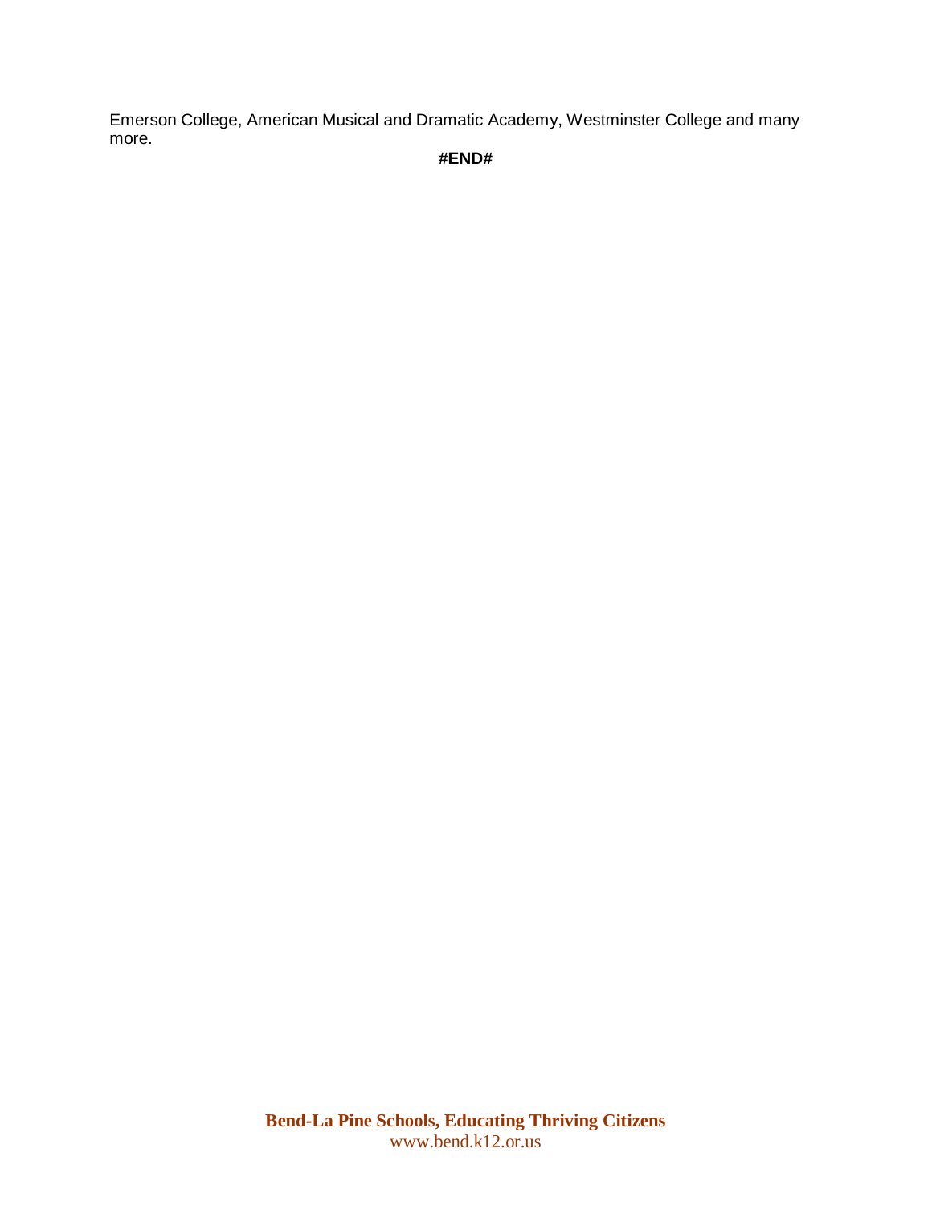Emerson College, American Musical and Dramatic Academy, Westminster College and many more.

**#END#**